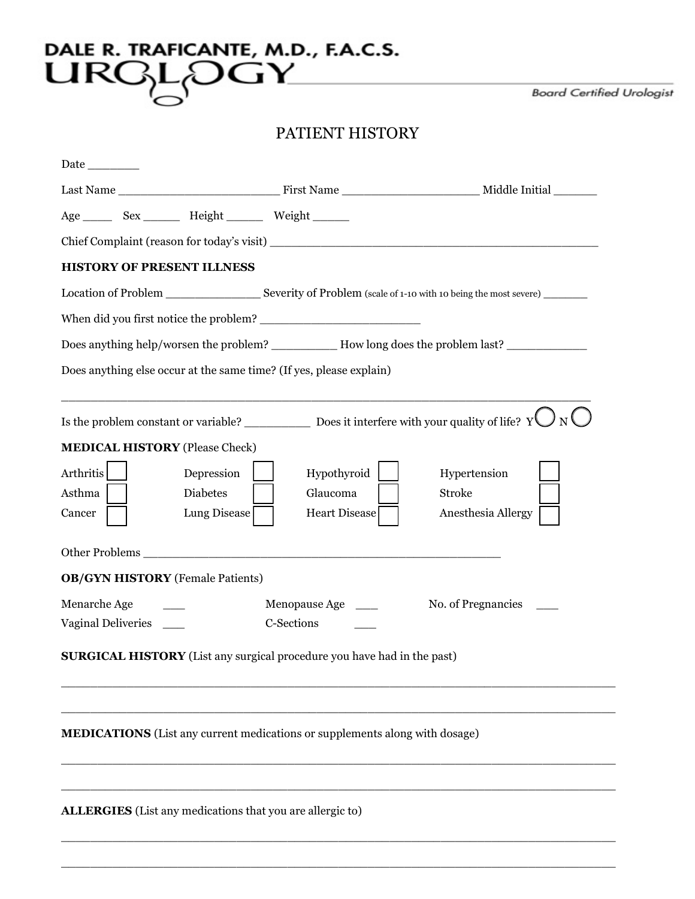# DALE R. TRAFICANTE, M.D., F.A.C.S.
# UROLOGY

Board Certified Urologist

## PATIENT HISTORY

Date _______

Last Name _______________________ First Name ___________________ Middle Initial ______

Age ____ Sex _____ Height _____ Weight _____

Chief Complaint (reason for today's visit) _____________________________________________

**HISTORY OF PRESENT ILLNESS**

Location of Problem _____________ Severity of Problem (scale of 1-10 with 10 being the most severe) _______

When did you first notice the problem? ______________________

Does anything help/worsen the problem? _________ How long does the problem last? ___________

Does anything else occur at the same time? (If yes, please explain)

_________________________________________________________________

Is the problem constant or variable? _________ Does it interfere with your quality of life? Y ◯ N ◯

**MEDICAL HISTORY** (Please Check)

| | | | | | | | |
|---|---|---|---|---|---|---|---|
| Arthritis | ☐ | Depression | ☐ | Hypothyroid | ☐ | Hypertension | ☐ |
| Asthma | ☐ | Diabetes | ☐ | Glaucoma | ☐ | Stroke | ☐ |
| Cancer | ☐ | Lung Disease | ☐ | Heart Disease | ☐ | Anesthesia Allergy | ☐ |

Other Problems ___________________________________________________

**OB/GYN HISTORY** (Female Patients)

Menarche Age ___ Menopause Age ___ No. of Pregnancies ___

Vaginal Deliveries ___ C-Sections ___

**SURGICAL HISTORY** (List any surgical procedure you have had in the past)

_________________________________________________________________

_________________________________________________________________

**MEDICATIONS** (List any current medications or supplements along with dosage)

_________________________________________________________________

_________________________________________________________________

**ALLERGIES** (List any medications that you are allergic to)

_________________________________________________________________

_________________________________________________________________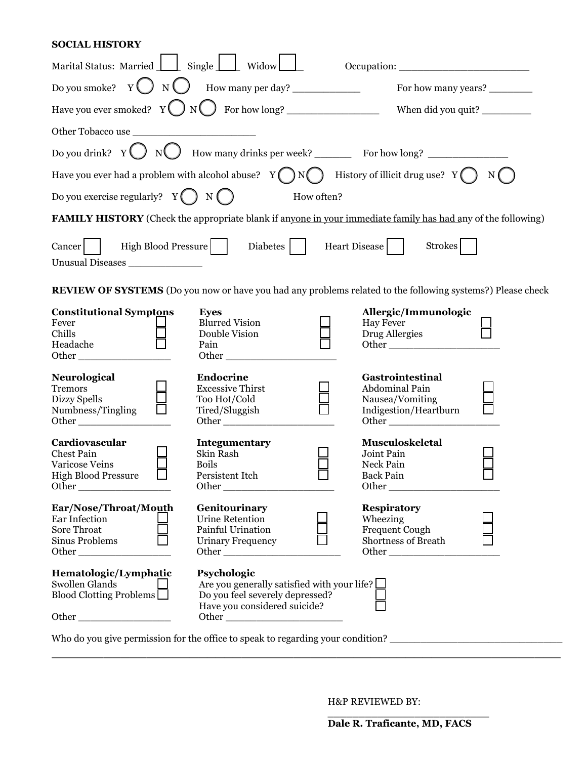**SOCIAL HISTORY**

Marital Status: Married ☐ Single ☐ Widow ☐ Occupation: ____________________

Do you smoke? Y ◯ N ◯ How many per day? __________ For how many years? _______

Have you ever smoked? Y ◯ N ◯ For how long? ______________ When did you quit? ________

Other Tobacco use ___________________

Do you drink? Y ◯ N ◯ How many drinks per week? ______ For how long? ____________

Have you ever had a problem with alcohol abuse? Y ◯ N ◯ History of illicit drug use? Y ◯ N ◯

Do you exercise regularly? Y ◯ N ◯ How often?

**FAMILY HISTORY** (Check the appropriate blank if anyone in your immediate family has had any of the following)

Cancer ☐ High Blood Pressure ☐ Diabetes ☐ Heart Disease ☐ Strokes ☐

Unusual Diseases ___________

**REVIEW OF SYSTEMS** (Do you now or have you had any problems related to the following systems?) Please check

**Constitutional Symptons**
- Fever ☐
- Chills ☐
- Headache ☐
- Other _______________

**Eyes**
- Blurred Vision ☐
- Double Vision ☐
- Pain ☐
- Other __________________

**Allergic/Immunologic**
- Hay Fever ☐
- Drug Allergies ☐
- Other __________________

**Neurological**
- Tremors ☐
- Dizzy Spells ☐
- Numbness/Tingling ☐
- Other _______________

**Endocrine**
- Excessive Thirst ☐
- Too Hot/Cold ☐
- Tired/Sluggish ☐
- Other __________________

**Gastrointestinal**
- Abdominal Pain ☐
- Nausea/Vomiting ☐
- Indigestion/Heartburn ☐
- Other __________________

**Cardiovascular**
- Chest Pain ☐
- Varicose Veins ☐
- High Blood Pressure ☐
- Other _______________

**Integumentary**
- Skin Rash ☐
- Boils ☐
- Persistent Itch ☐
- Other __________________

**Musculoskeletal**
- Joint Pain ☐
- Neck Pain ☐
- Back Pain ☐
- Other __________________

**Ear/Nose/Throat/Mouth**
- Ear Infection ☐
- Sore Throat ☐
- Sinus Problems ☐
- Other _______________

**Genitourinary**
- Urine Retention ☐
- Painful Urination ☐
- Urinary Frequency ☐
- Other __________________

**Respiratory**
- Wheezing ☐
- Frequent Cough ☐
- Shortness of Breath ☐
- Other __________________

**Hematologic/Lymphatic**
- Swollen Glands
- Blood Clotting Problems ☐
- Other _______________

**Psychologic**
- Are you generally satisfied with your life? ☐
- Do you feel severely depressed? ☐
- Have you considered suicide? ☐
- Other __________________

Who do you give permission for the office to speak to regarding your condition? __________________________

______________________________________________________________________________

H&P REVIEWED BY:

_________________________

**Dale R. Traficante, MD, FACS**